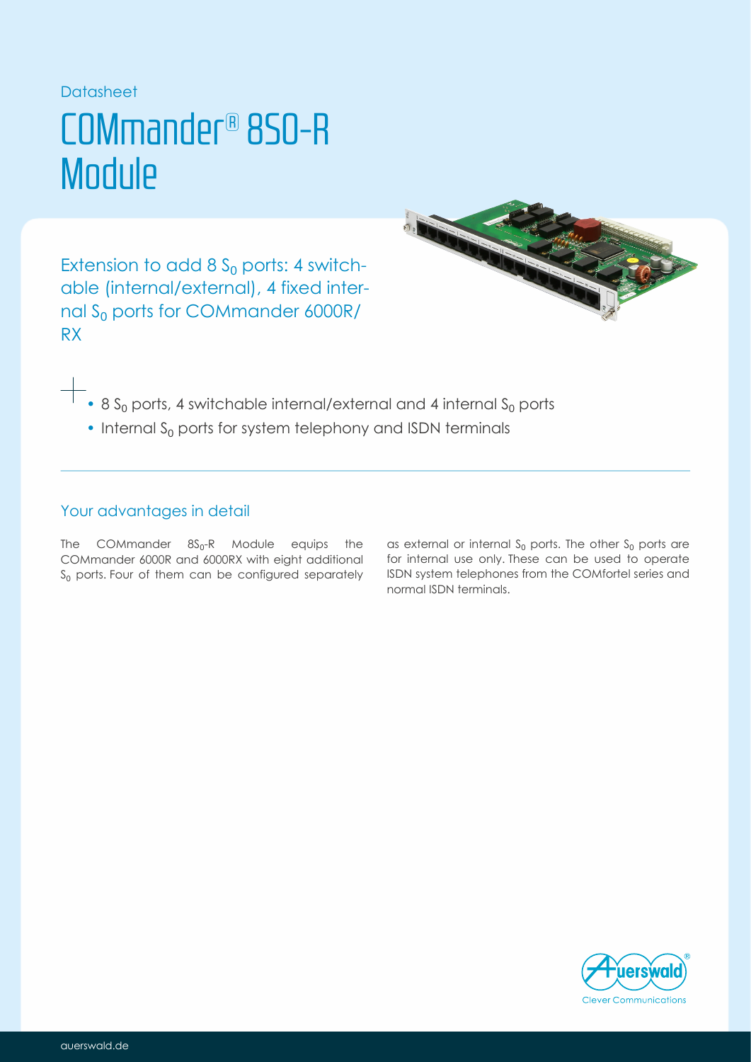Datasheet

# COMmander® 8S0-R Module

Extension to add 8 $S_0$ ports: 4 switchable (internal/external), 4 fixed internal $S_0$ ports for COMmander 6000R/RX

- 8 $S_0$ ports, 4 switchable internal/external and 4 internal $S_0$ ports
- Internal $S_0$ ports for system telephony and ISDN terminals

## Your advantages in detail

The COMmander $8S_0$-R Module equips the COMmander 6000R and 6000RX with eight additional $S_0$ ports. Four of them can be configured separately as external or internal $S_0$ ports. The other $S_0$ ports are for internal use only. These can be used to operate ISDN system telephones from the COMfortel series and normal ISDN terminals.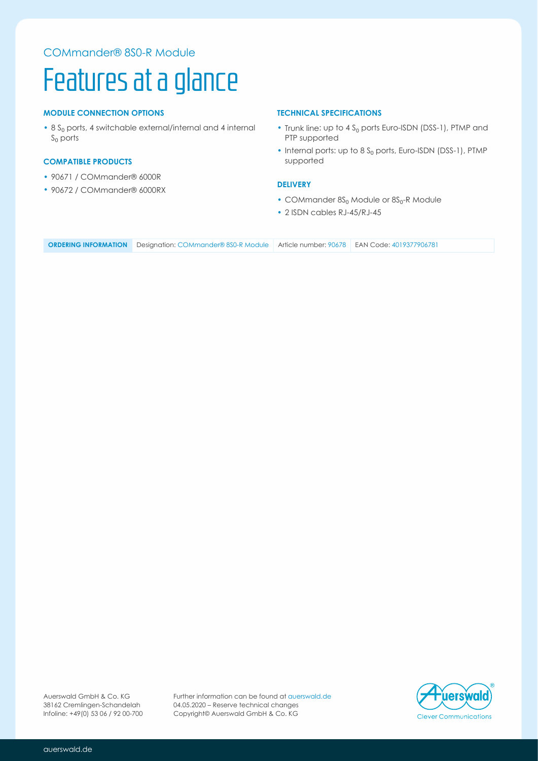COMmander® 8S0-R Module

# Features at a glance

### MODULE CONNECTION OPTIONS

- 8 $S_0$ ports, 4 switchable external/internal and 4 internal $S_0$ ports

### COMPATIBLE PRODUCTS

- 90671 / COMmander® 6000R
- 90672 / COMmander® 6000RX

### TECHNICAL SPECIFICATIONS

- Trunk line: up to 4 $S_0$ ports Euro-ISDN (DSS-1), PTMP and PTP supported
- Internal ports: up to 8 $S_0$ ports, Euro-ISDN (DSS-1), PTMP supported

### DELIVERY

- COMmander $8S_0$ Module or $8S_0$-R Module
- 2 ISDN cables RJ-45/RJ-45

| | | | |
|---|---|---|---|
| **ORDERING INFORMATION** | Designation: COMmander® 8S0-R Module | Article number: 90678 | EAN Code: 4019377906781 |

Auerswald GmbH & Co. KG
38162 Cremlingen-Schandelah
Infoline: +49(0) 53 06 / 92 00-700

Further information can be found at auerswald.de
04.05.2020 – Reserve technical changes
Copyright© Auerswald GmbH & Co. KG

Auerswald® Clever Communications